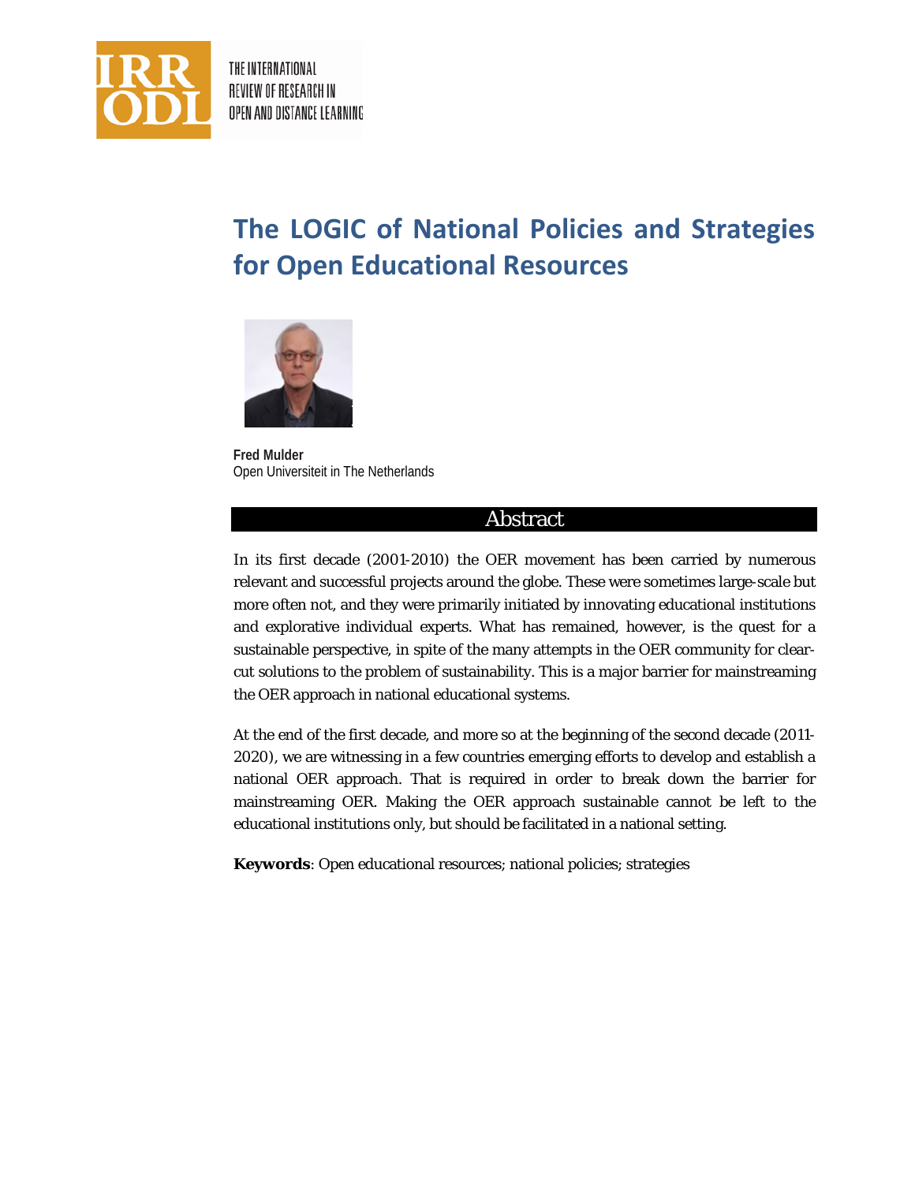# The LOGIC of National Policies and Strategies for Open Educational Resources

**Fred Mulder**
Open Universiteit in The Netherlands

## Abstract

In its first decade (2001-2010) the OER movement has been carried by numerous relevant and successful projects around the globe. These were sometimes large-scale but more often not, and they were primarily initiated by innovating educational institutions and explorative individual experts. What has remained, however, is the quest for a sustainable perspective, in spite of the many attempts in the OER community for clear-cut solutions to the problem of sustainability. This is a major barrier for mainstreaming the OER approach in national educational systems.

At the end of the first decade, and more so at the beginning of the second decade (2011-2020), we are witnessing in a few countries emerging efforts to develop and establish a national OER approach. That is required in order to break down the barrier for mainstreaming OER. Making the OER approach sustainable cannot be left to the educational institutions only, but should be facilitated in a national setting.

**Keywords**: Open educational resources; national policies; strategies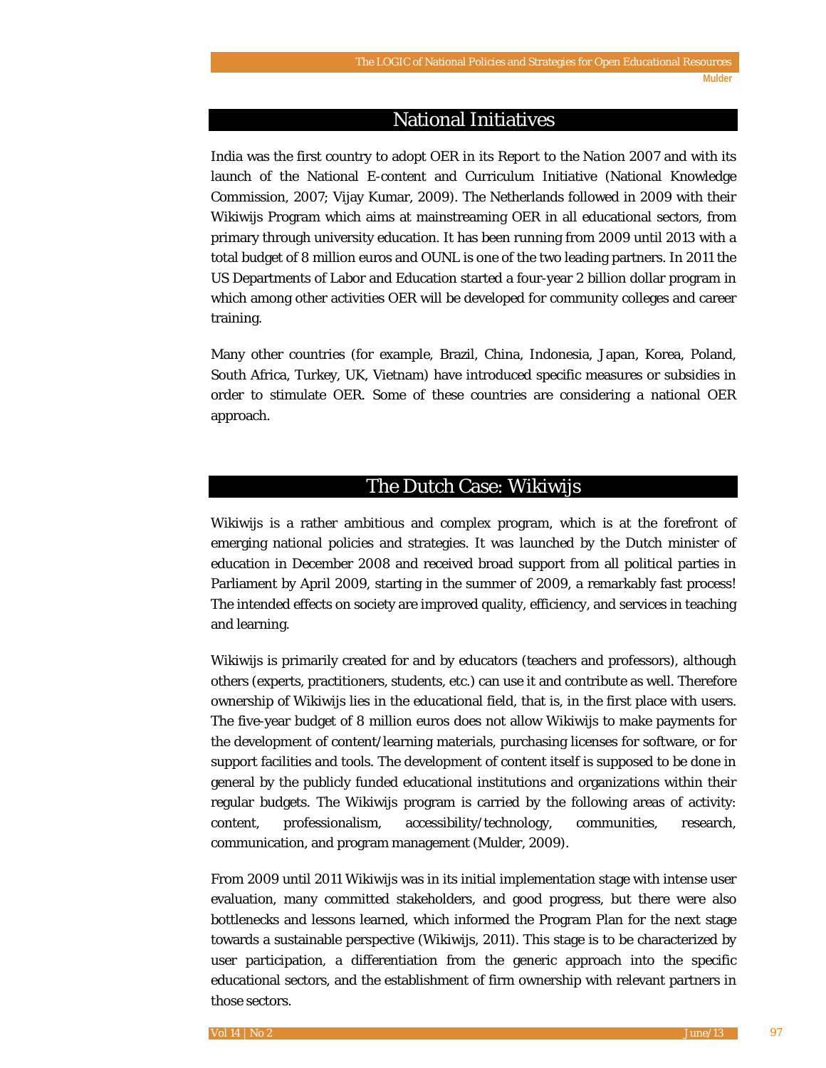## National Initiatives

India was the first country to adopt OER in its *Report to the Nation 2007* and with its launch of the National E-content and Curriculum Initiative (National Knowledge Commission, 2007; Vijay Kumar, 2009). The Netherlands followed in 2009 with their Wikiwijs Program which aims at mainstreaming OER in all educational sectors, from primary through university education. It has been running from 2009 until 2013 with a total budget of 8 million euros and OUNL is one of the two leading partners. In 2011 the US Departments of Labor and Education started a four-year 2 billion dollar program in which among other activities OER will be developed for community colleges and career training.

Many other countries (for example, Brazil, China, Indonesia, Japan, Korea, Poland, South Africa, Turkey, UK, Vietnam) have introduced specific measures or subsidies in order to stimulate OER. Some of these countries are considering a national OER approach.

## The Dutch Case: Wikiwijs

Wikiwijs is a rather ambitious and complex program, which is at the forefront of emerging national policies and strategies. It was launched by the Dutch minister of education in December 2008 and received broad support from all political parties in Parliament by April 2009, starting in the summer of 2009, a remarkably fast process! The intended effects on society are improved quality, efficiency, and services in teaching and learning.

Wikiwijs is primarily created for and by educators (teachers and professors), although others (experts, practitioners, students, etc.) can use it and contribute as well. Therefore ownership of Wikiwijs lies in the educational field, that is, in the first place with users. The five-year budget of 8 million euros does not allow Wikiwijs to make payments for the development of content/learning materials, purchasing licenses for software, or for support facilities and tools. The development of content itself is supposed to be done in general by the publicly funded educational institutions and organizations within their regular budgets. The Wikiwijs program is carried by the following areas of activity: content, professionalism, accessibility/technology, communities, research, communication, and program management (Mulder, 2009).

From 2009 until 2011 Wikiwijs was in its initial implementation stage with intense user evaluation, many committed stakeholders, and good progress, but there were also bottlenecks and lessons learned, which informed the Program Plan for the next stage towards a sustainable perspective (Wikiwijs, 2011). This stage is to be characterized by user participation, a differentiation from the generic approach into the specific educational sectors, and the establishment of firm ownership with relevant partners in those sectors.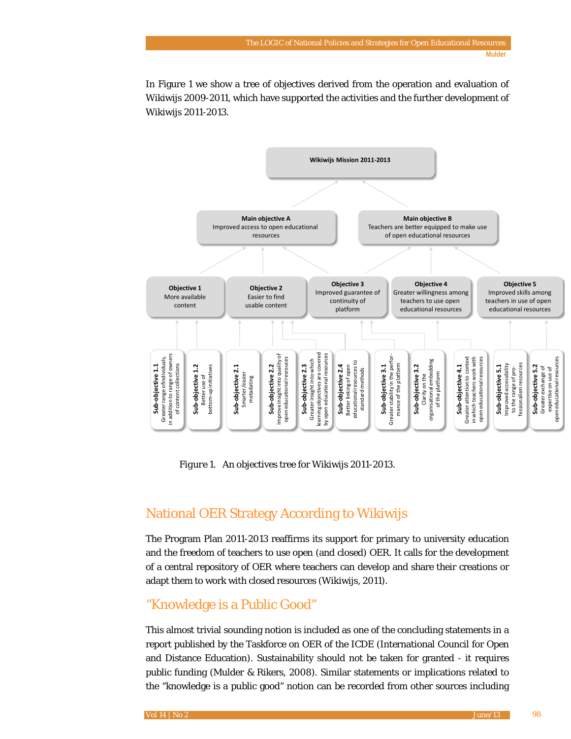In Figure 1 we show a tree of objectives derived from the operation and evaluation of Wikiwijs 2009-2011, which have supported the activities and the further development of Wikiwijs 2011-2013.

**Wikiwijs Mission 2011-2013**

- **Main objective A** Improved access to open educational resources
- **Main objective B** Teachers are better equipped to make use of open educational resources

- **Objective 1** More available content
- **Objective 2** Easier to find usable content
- **Objective 3** Improved guarantee of continuity of platform
- **Objective 4** Greater willingness among teachers to use open educational resources
- **Objective 5** Improved skills among teachers in use of open educational resources

- **Sub-objective 1.1** Greater range of individuals, in addition to range of owners of content collections
- **Sub-objective 1.2** Better use of bottom-up initiatives
- **Sub-objective 2.1** Smarter/easier metadating
- **Sub-objective 2.2** Improve insight into quality of open educational resources
- **Sub-objective 2.3** Greater insight into which learning objectives are covered by open educational resources
- **Sub-objective 2.4** Better linking of open educational resources to standard methods
- **Sub-objective 3.1** Greater stability in the performance of the platform
- **Sub-objective 3.2** Clarity on the organisational embedding of the platform
- **Sub-objective 4.1** Greater attention to context in which teachers work with open educational resources
- **Sub-objective 5.1** Improved accessibility to the range of professionalism resources
- **Sub-objective 5.2** Greater exchange of expertise on use of open educational resources

*Figure 1.* An objectives tree for Wikiwijs 2011-2013.

## National OER Strategy According to Wikiwijs

The Program Plan 2011-2013 reaffirms its support for primary to university education and the freedom of teachers to use open (and closed) OER. It calls for the development of a central repository of OER where teachers can develop and share their creations or adapt them to work with closed resources (Wikiwijs, 2011).

## "Knowledge is a Public Good"

This almost trivial sounding notion is included as one of the concluding statements in a report published by the Taskforce on OER of the ICDE (International Council for Open and Distance Education). Sustainability should not be taken for granted - it requires public funding (Mulder & Rikers, 2008). Similar statements or implications related to the "knowledge is a public good" notion can be recorded from other sources including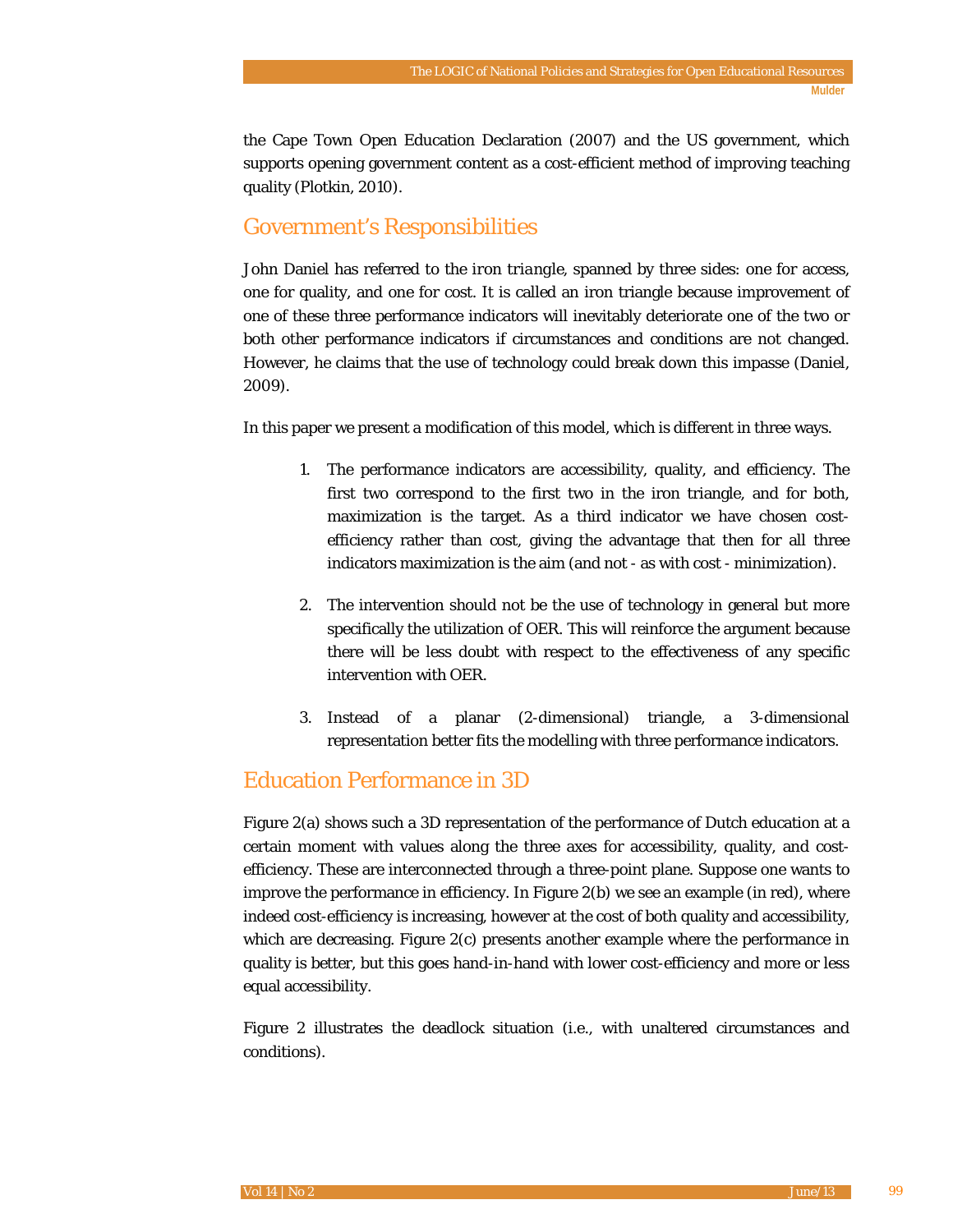the Cape Town Open Education Declaration (2007) and the US government, which supports opening government content as a cost-efficient method of improving teaching quality (Plotkin, 2010).

## Government's Responsibilities

John Daniel has referred to the *iron triangle*, spanned by three sides: one for access, one for quality, and one for cost. It is called an iron triangle because improvement of one of these three performance indicators will inevitably deteriorate one of the two or both other performance indicators if circumstances and conditions are not changed. However, he claims that the use of technology could break down this impasse (Daniel, 2009).

In this paper we present a modification of this model, which is different in three ways.

1. The performance indicators are accessibility, quality, and efficiency. The first two correspond to the first two in the iron triangle, and for both, maximization is the target. As a third indicator we have chosen cost-efficiency rather than cost, giving the advantage that then for all three indicators maximization is the aim (and not - as with cost - minimization).

2. The intervention should not be the use of technology in general but more specifically the utilization of OER. This will reinforce the argument because there will be less doubt with respect to the effectiveness of any specific intervention with OER.

3. Instead of a planar (2-dimensional) triangle, a 3-dimensional representation better fits the modelling with three performance indicators.

## Education Performance in 3D

Figure 2(a) shows such a 3D representation of the performance of Dutch education at a certain moment with values along the three axes for accessibility, quality, and cost-efficiency. These are interconnected through a three-point plane. Suppose one wants to improve the performance in efficiency. In Figure 2(b) we see an example (in red), where indeed cost-efficiency is increasing, however at the cost of both quality and accessibility, which are decreasing. Figure 2(c) presents another example where the performance in quality is better, but this goes hand-in-hand with lower cost-efficiency and more or less equal accessibility.

Figure 2 illustrates the deadlock situation (i.e., with unaltered circumstances and conditions).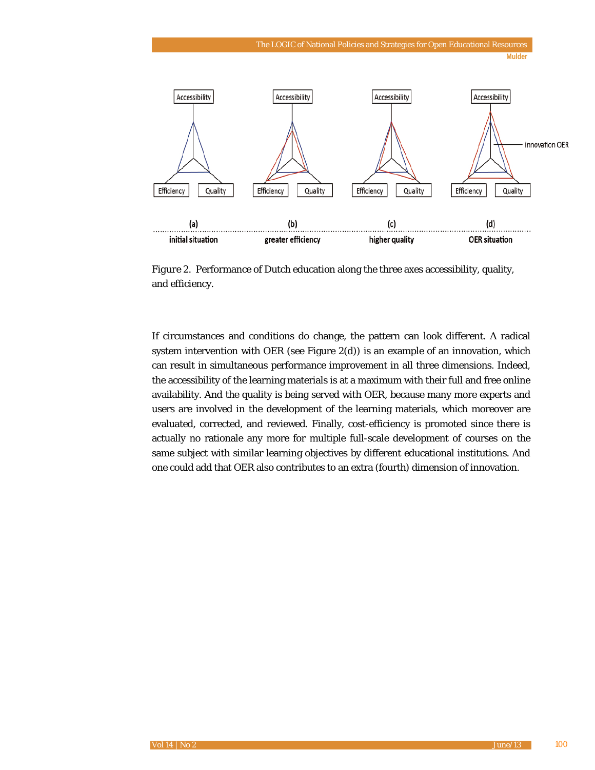Figure 2. Performance of Dutch education along the three axes accessibility, quality, and efficiency.

If circumstances and conditions do change, the pattern can look different. A radical system intervention with OER (see Figure 2(d)) is an example of an innovation, which can result in simultaneous performance improvement in all three dimensions. Indeed, the accessibility of the learning materials is at a maximum with their full and free online availability. And the quality is being served with OER, because many more experts and users are involved in the development of the learning materials, which moreover are evaluated, corrected, and reviewed. Finally, cost-efficiency is promoted since there is actually no rationale any more for multiple full-scale development of courses on the same subject with similar learning objectives by different educational institutions. And one could add that OER also contributes to an extra (fourth) dimension of innovation.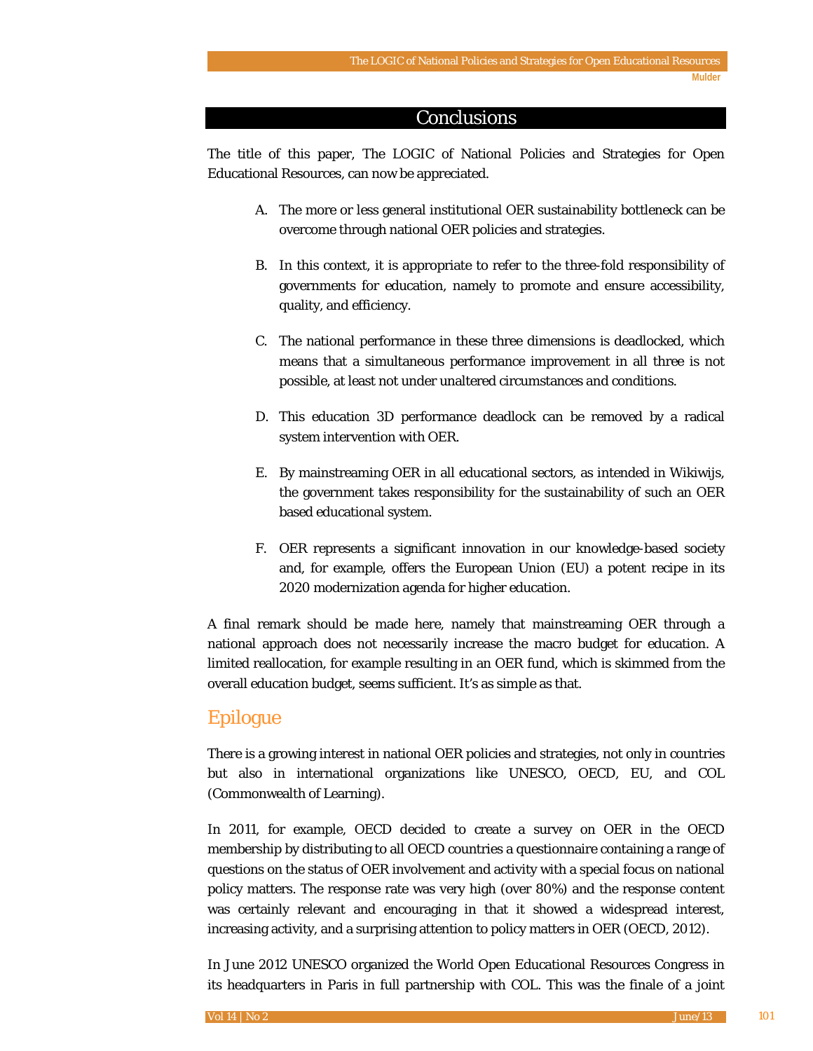## Conclusions

The title of this paper, The LOGIC of National Policies and Strategies for Open Educational Resources, can now be appreciated.

A. The more or less general institutional OER sustainability bottleneck can be overcome through national OER policies and strategies.

B. In this context, it is appropriate to refer to the three-fold responsibility of governments for education, namely to promote and ensure accessibility, quality, and efficiency.

C. The national performance in these three dimensions is deadlocked, which means that a simultaneous performance improvement in all three is not possible, at least not under unaltered circumstances and conditions.

D. This education 3D performance deadlock can be removed by a radical system intervention with OER.

E. By mainstreaming OER in all educational sectors, as intended in Wikiwijs, the government takes responsibility for the sustainability of such an OER based educational system.

F. OER represents a significant innovation in our knowledge-based society and, for example, offers the European Union (EU) a potent recipe in its 2020 modernization agenda for higher education.

A final remark should be made here, namely that mainstreaming OER through a national approach does not necessarily increase the macro budget for education. A limited reallocation, for example resulting in an OER fund, which is skimmed from the overall education budget, seems sufficient. It's as simple as that.

## Epilogue

There is a growing interest in national OER policies and strategies, not only in countries but also in international organizations like UNESCO, OECD, EU, and COL (Commonwealth of Learning).

In 2011, for example, OECD decided to create a survey on OER in the OECD membership by distributing to all OECD countries a questionnaire containing a range of questions on the status of OER involvement and activity with a special focus on national policy matters. The response rate was very high (over 80%) and the response content was certainly relevant and encouraging in that it showed a widespread interest, increasing activity, and a surprising attention to policy matters in OER (OECD, 2012).

In June 2012 UNESCO organized the World Open Educational Resources Congress in its headquarters in Paris in full partnership with COL. This was the finale of a joint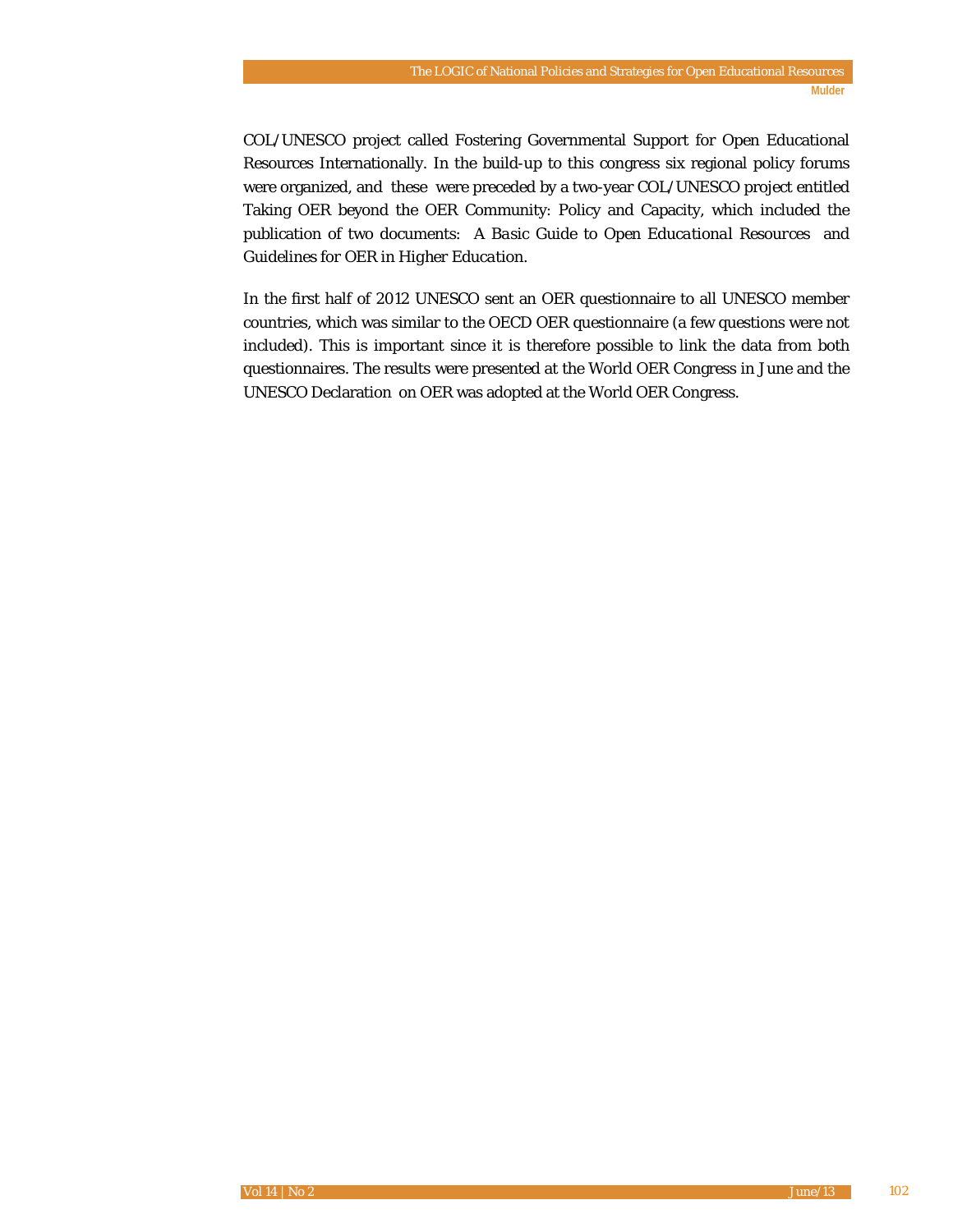COL/UNESCO project called Fostering Governmental Support for Open Educational Resources Internationally. In the build-up to this congress six regional policy forums were organized, and these were preceded by a two-year COL/UNESCO project entitled Taking OER beyond the OER Community: Policy and Capacity, which included the publication of two documents: *A Basic Guide to Open Educational Resources* and *Guidelines for OER in Higher Education*.

In the first half of 2012 UNESCO sent an OER questionnaire to all UNESCO member countries, which was similar to the OECD OER questionnaire (a few questions were not included). This is important since it is therefore possible to link the data from both questionnaires. The results were presented at the World OER Congress in June and the UNESCO Declaration on OER was adopted at the World OER Congress.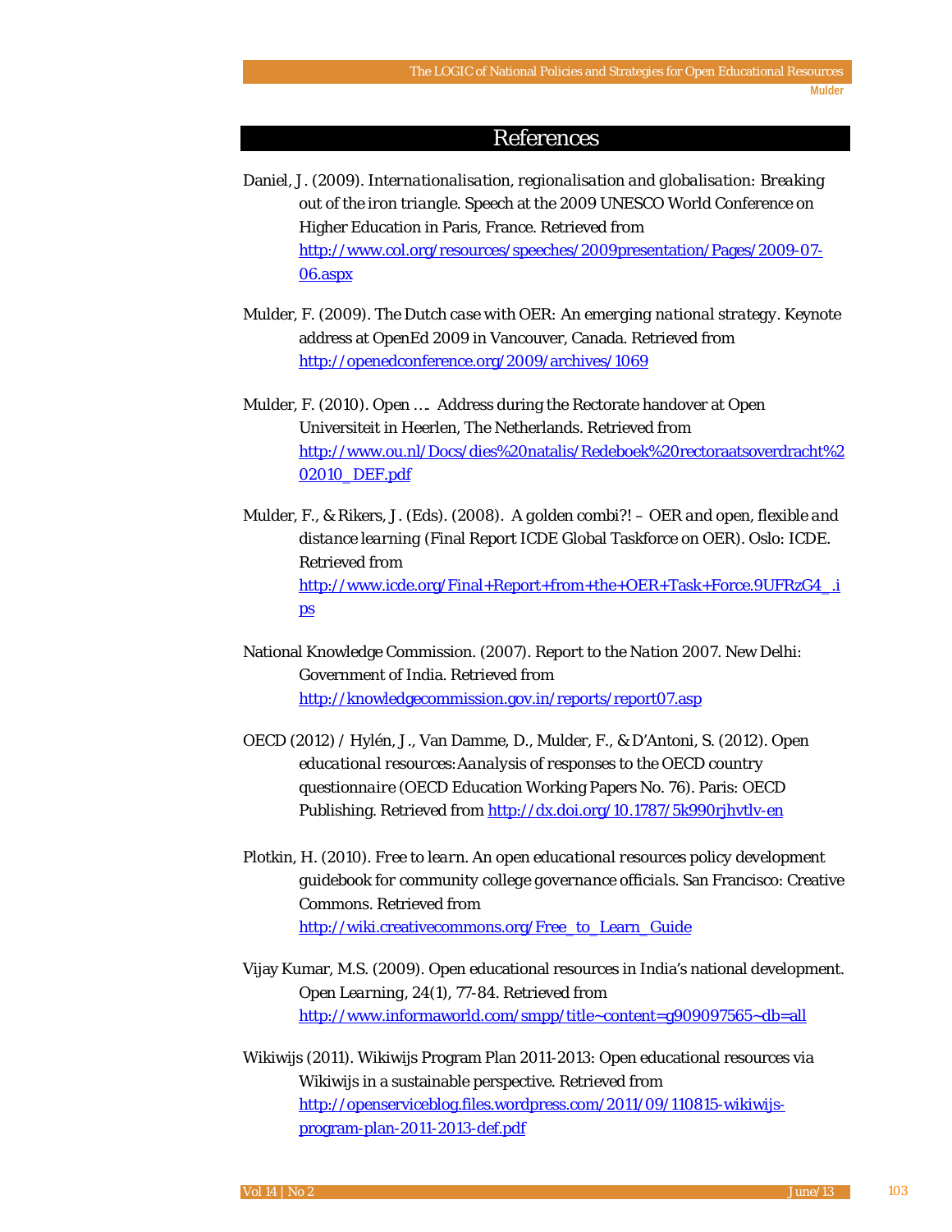# References

Daniel, J. (2009). *Internationalisation, regionalisation and globalisation: Breaking out of the iron triangle.* Speech at the 2009 UNESCO World Conference on Higher Education in Paris, France. Retrieved from http://www.col.org/resources/speeches/2009presentation/Pages/2009-07-06.aspx

Mulder, F. (2009). *The Dutch case with OER: An emerging national strategy.* Keynote address at OpenEd 2009 in Vancouver, Canada. Retrieved from http://openedconference.org/2009/archives/1069

Mulder, F. (2010). *Open ….* Address during the Rectorate handover at Open Universiteit in Heerlen, The Netherlands. Retrieved from http://www.ou.nl/Docs/dies%20natalis/Redeboek%20rectoraatsoverdracht%202010_DEF.pdf

Mulder, F., & Rikers, J. (Eds). (2008). *A golden combi?! – OER and open, flexible and distance learning* (Final Report ICDE Global Taskforce on OER). Oslo: ICDE. Retrieved from http://www.icde.org/Final+Report+from+the+OER+Task+Force.9UFRzG4_.ips

National Knowledge Commission. (2007). *Report to the Nation 2007.* New Delhi: Government of India. Retrieved from http://knowledgecommission.gov.in/reports/report07.asp

OECD (2012) / Hylén, J., Van Damme, D., Mulder, F., & D'Antoni, S. (2012). *Open educational resources: Aanalysis of responses to the OECD country questionnaire* (OECD Education Working Papers No. 76). Paris: OECD Publishing. Retrieved from http://dx.doi.org/10.1787/5k990rjhvtlv-en

Plotkin, H. (2010). *Free to learn. An open educational resources policy development guidebook for community college governance officials.* San Francisco: Creative Commons. Retrieved from http://wiki.creativecommons.org/Free_to_Learn_Guide

Vijay Kumar, M.S. (2009). Open educational resources in India's national development. *Open Learning, 24*(1), 77-84. Retrieved from http://www.informaworld.com/smpp/title~content=g909097565~db=all

Wikiwijs (2011). Wikiwijs Program Plan 2011-2013: Open educational resources via Wikiwijs in a sustainable perspective. Retrieved from http://openserviceblog.files.wordpress.com/2011/09/110815-wikiwijs-program-plan-2011-2013-def.pdf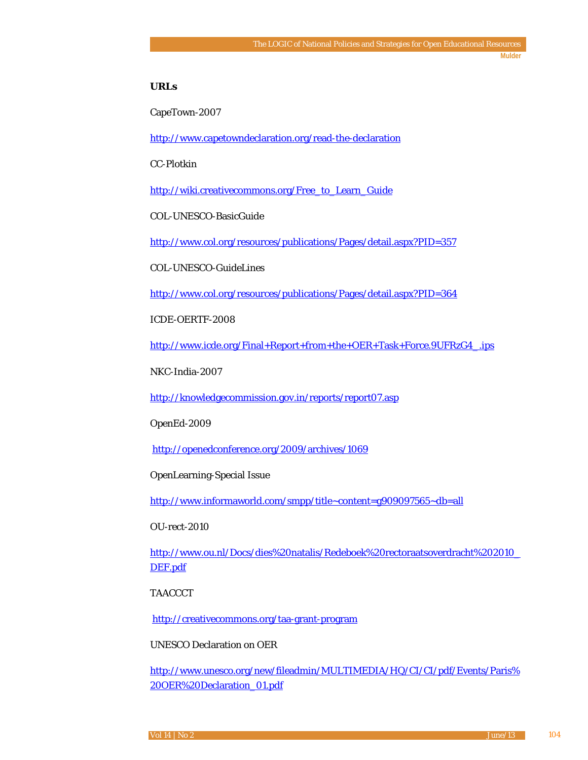**URLs**

CapeTown-2007

http://www.capetowndeclaration.org/read-the-declaration

CC-Plotkin

http://wiki.creativecommons.org/Free_to_Learn_Guide

COL-UNESCO-BasicGuide

http://www.col.org/resources/publications/Pages/detail.aspx?PID=357

COL-UNESCO-GuideLines

http://www.col.org/resources/publications/Pages/detail.aspx?PID=364

ICDE-OERTF-2008

http://www.icde.org/Final+Report+from+the+OER+Task+Force.9UFRzG4_.ips

NKC-India-2007

http://knowledgecommission.gov.in/reports/report07.asp

OpenEd-2009

http://openedconference.org/2009/archives/1069

OpenLearning-Special Issue

http://www.informaworld.com/smpp/title~content=g909097565~db=all

OU-rect-2010

http://www.ou.nl/Docs/dies%20natalis/Redeboek%20rectoraatsoverdracht%202010_DEF.pdf

TAACCCT

http://creativecommons.org/taa-grant-program

UNESCO Declaration on OER

http://www.unesco.org/new/fileadmin/MULTIMEDIA/HQ/CI/CI/pdf/Events/Paris%20OER%20Declaration_01.pdf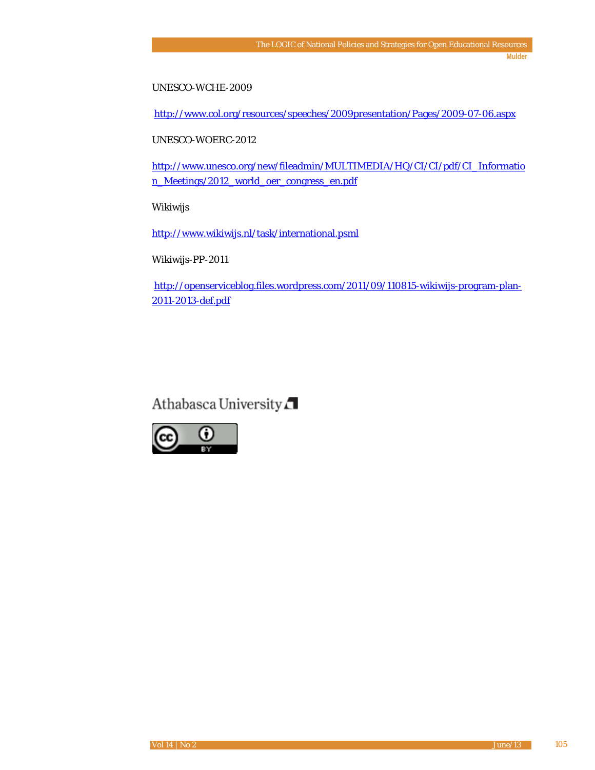UNESCO-WCHE-2009

http://www.col.org/resources/speeches/2009presentation/Pages/2009-07-06.aspx

UNESCO-WOERC-2012

http://www.unesco.org/new/fileadmin/MULTIMEDIA/HQ/CI/CI/pdf/CI_Information_Meetings/2012_world_oer_congress_en.pdf

Wikiwijs

http://www.wikiwijs.nl/task/international.psml

Wikiwijs-PP-2011

http://openserviceblog.files.wordpress.com/2011/09/110815-wikiwijs-program-plan-2011-2013-def.pdf